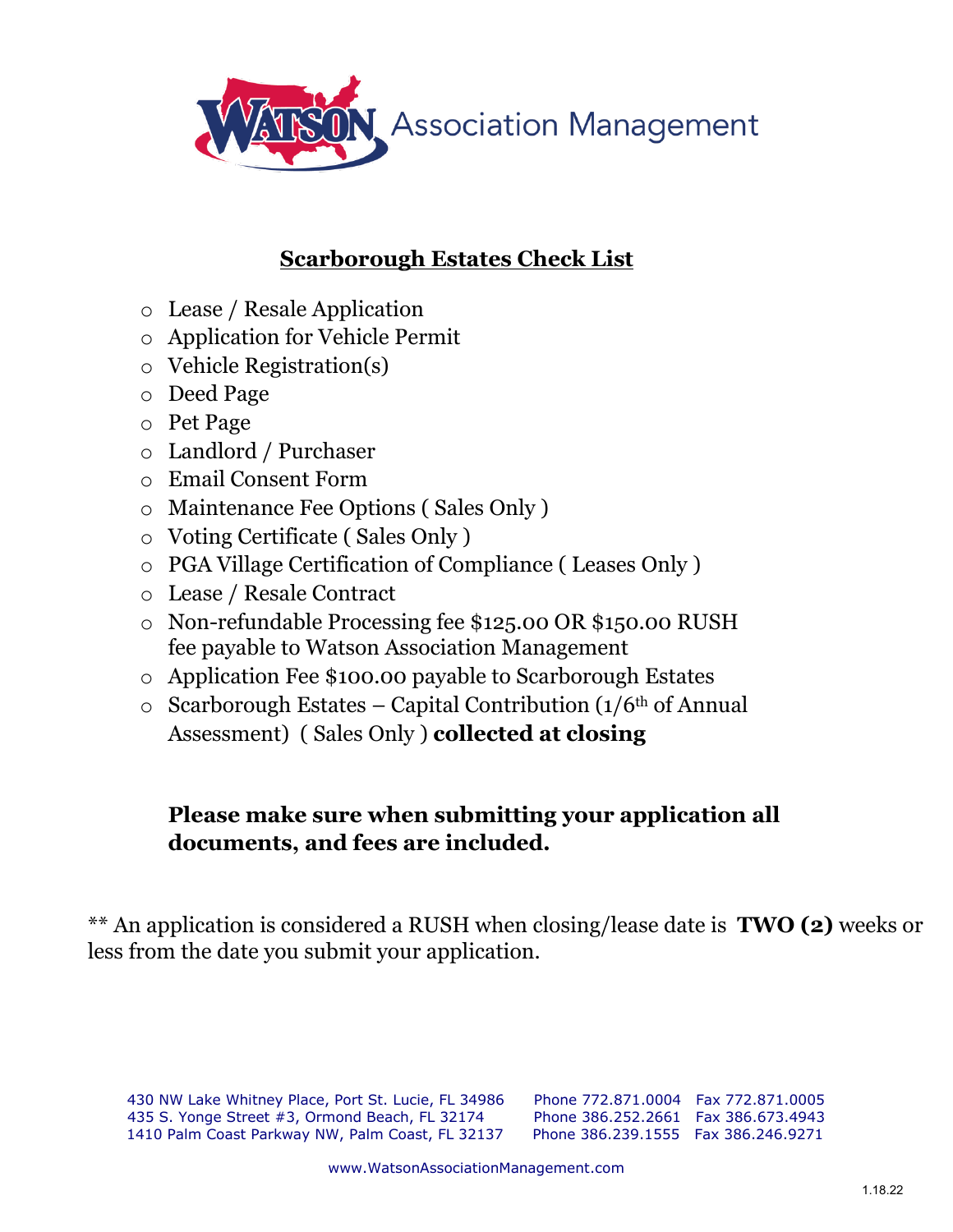Association Management

## Scarborough Estates Check List

- Lease / Resale Application
- Application for Vehicle Permit
- Vehicle Registration(s)
- Deed Page
- Pet Page
- Landlord / Purchaser
- Email Consent Form
- Maintenance Fee Options ( Sales Only )
- Voting Certificate ( Sales Only )
- PGA Village Certification of Compliance ( Leases Only )
- Lease / Resale Contract
- Non-refundable Processing fee $125.00 OR $150.00 RUSH fee payable to Watson Association Management
- Application Fee $100.00 payable to Scarborough Estates
- Scarborough Estates – Capital Contribution (1/6th of Annual Assessment) ( Sales Only ) **collected at closing**

**Please make sure when submitting your application all documents, and fees are included.**

** An application is considered a RUSH when closing/lease date is **TWO (2)** weeks or less from the date you submit your application.

430 NW Lake Whitney Place, Port St. Lucie, FL 34986 Phone 772.871.0004 Fax 772.871.0005
435 S. Yonge Street #3, Ormond Beach, FL 32174 Phone 386.252.2661 Fax 386.673.4943
1410 Palm Coast Parkway NW, Palm Coast, FL 32137 Phone 386.239.1555 Fax 386.246.9271

www.WatsonAssociationManagement.com

1.18.22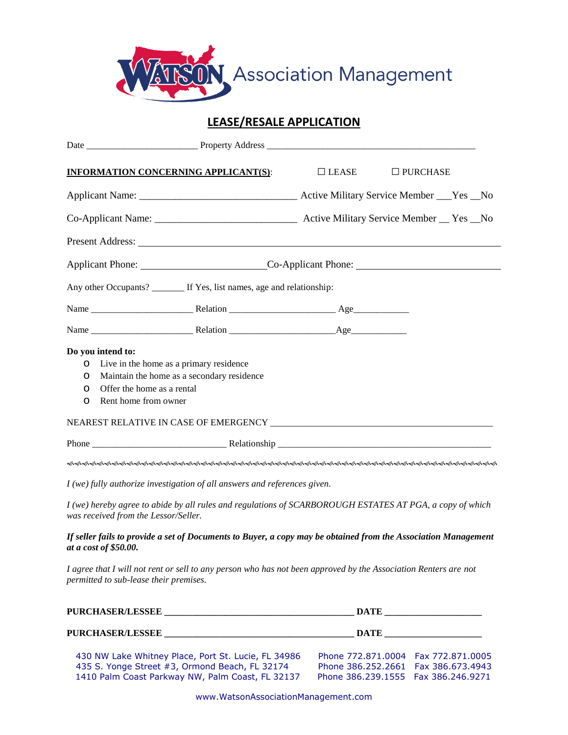WATSON Association Management

## LEASE/RESALE APPLICATION

Date _______________________ Property Address ___________________________________________

**INFORMATION CONCERNING APPLICANT(S)**: ☐ LEASE ☐ PURCHASE

Applicant Name: ______________________________ Active Military Service Member ___Yes __No

Co-Applicant Name: ___________________________ Active Military Service Member __ Yes __No

Present Address: ___________________________________________________________________

Applicant Phone: _______________________ Co-Applicant Phone: ___________________________

Any other Occupants? _______ If Yes, list names, age and relationship:

Name _____________________ Relation ______________________ Age___________

Name _____________________ Relation ______________________ Age___________

**Do you intend to:**

- Live in the home as a primary residence
- Maintain the home as a secondary residence
- Offer the home as a rental
- Rent home from owner

NEAREST RELATIVE IN CASE OF EMERGENCY ______________________________________________

Phone ____________________________ Relationship ______________________________________________

---

*I (we) fully authorize investigation of all answers and references given.*

*I (we) hereby agree to abide by all rules and regulations of SCARBOROUGH ESTATES AT PGA, a copy of which was received from the Lessor/Seller.*

***If seller fails to provide a set of Documents to Buyer, a copy may be obtained from the Association Management at a cost of $50.00.***

*I agree that I will not rent or sell to any person who has not been approved by the Association Renters are not permitted to sub-lease their premises.*

**PURCHASER/LESSEE** ________________________________________ **DATE** ____________________

**PURCHASER/LESSEE** ________________________________________ **DATE** ____________________

430 NW Lake Whitney Place, Port St. Lucie, FL 34986 Phone 772.871.0004 Fax 772.871.0005
435 S. Yonge Street #3, Ormond Beach, FL 32174 Phone 386.252.2661 Fax 386.673.4943
1410 Palm Coast Parkway NW, Palm Coast, FL 32137 Phone 386.239.1555 Fax 386.246.9271

www.WatsonAssociationManagement.com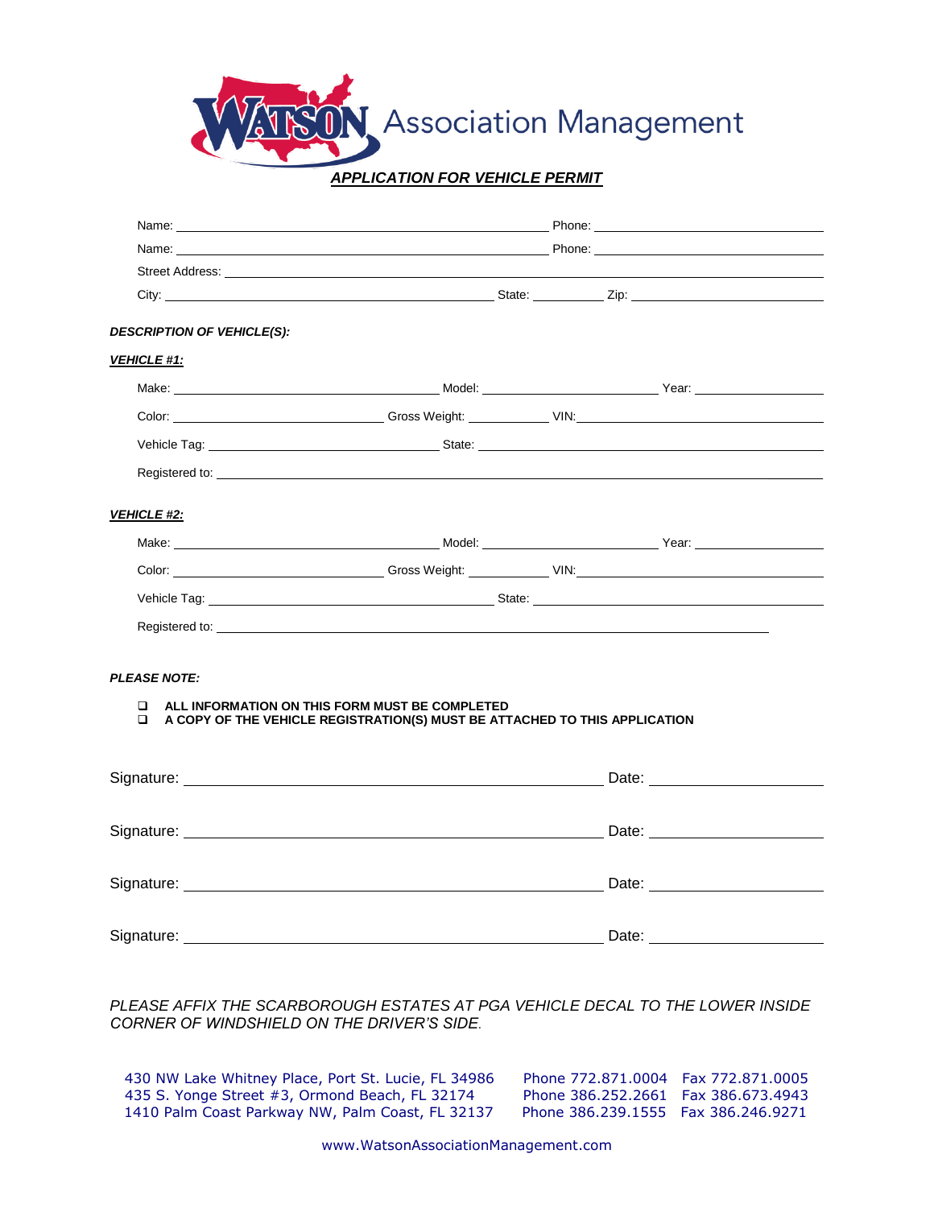WATSON Association Management

## *APPLICATION FOR VEHICLE PERMIT*

Name: ____________________________________________ Phone: ____________________________

Name: ____________________________________________ Phone: ____________________________

Street Address: ______________________________________________________________________

City: ______________________________________ State: __________ Zip: ______________________

***DESCRIPTION OF VEHICLE(S):***

***VEHICLE #1:***

Make: ______________________________ Model: ______________________ Year: ________________

Color: ________________________ Gross Weight: ___________ VIN: ______________________________

Vehicle Tag: ___________________________ State: ____________________________________________

Registered to: _________________________________________________________________________

***VEHICLE #2:***

Make: ______________________________ Model: ______________________ Year: ________________

Color: ________________________ Gross Weight: ___________ VIN: ______________________________

Vehicle Tag: _________________________________ State: ______________________________________

Registered to: ____________________________________________________________________

***PLEASE NOTE:***

- ❑ **ALL INFORMATION ON THIS FORM MUST BE COMPLETED**
- ❑ **A COPY OF THE VEHICLE REGISTRATION(S) MUST BE ATTACHED TO THIS APPLICATION**

Signature: ______________________________________________ Date: ____________________

Signature: ______________________________________________ Date: ____________________

Signature: ______________________________________________ Date: ____________________

Signature: ______________________________________________ Date: ____________________

*PLEASE AFFIX THE SCARBOROUGH ESTATES AT PGA VEHICLE DECAL TO THE LOWER INSIDE CORNER OF WINDSHIELD ON THE DRIVER'S SIDE.*

430 NW Lake Whitney Place, Port St. Lucie, FL 34986 Phone 772.871.0004 Fax 772.871.0005
435 S. Yonge Street #3, Ormond Beach, FL 32174 Phone 386.252.2661 Fax 386.673.4943
1410 Palm Coast Parkway NW, Palm Coast, FL 32137 Phone 386.239.1555 Fax 386.246.9271

www.WatsonAssociationManagement.com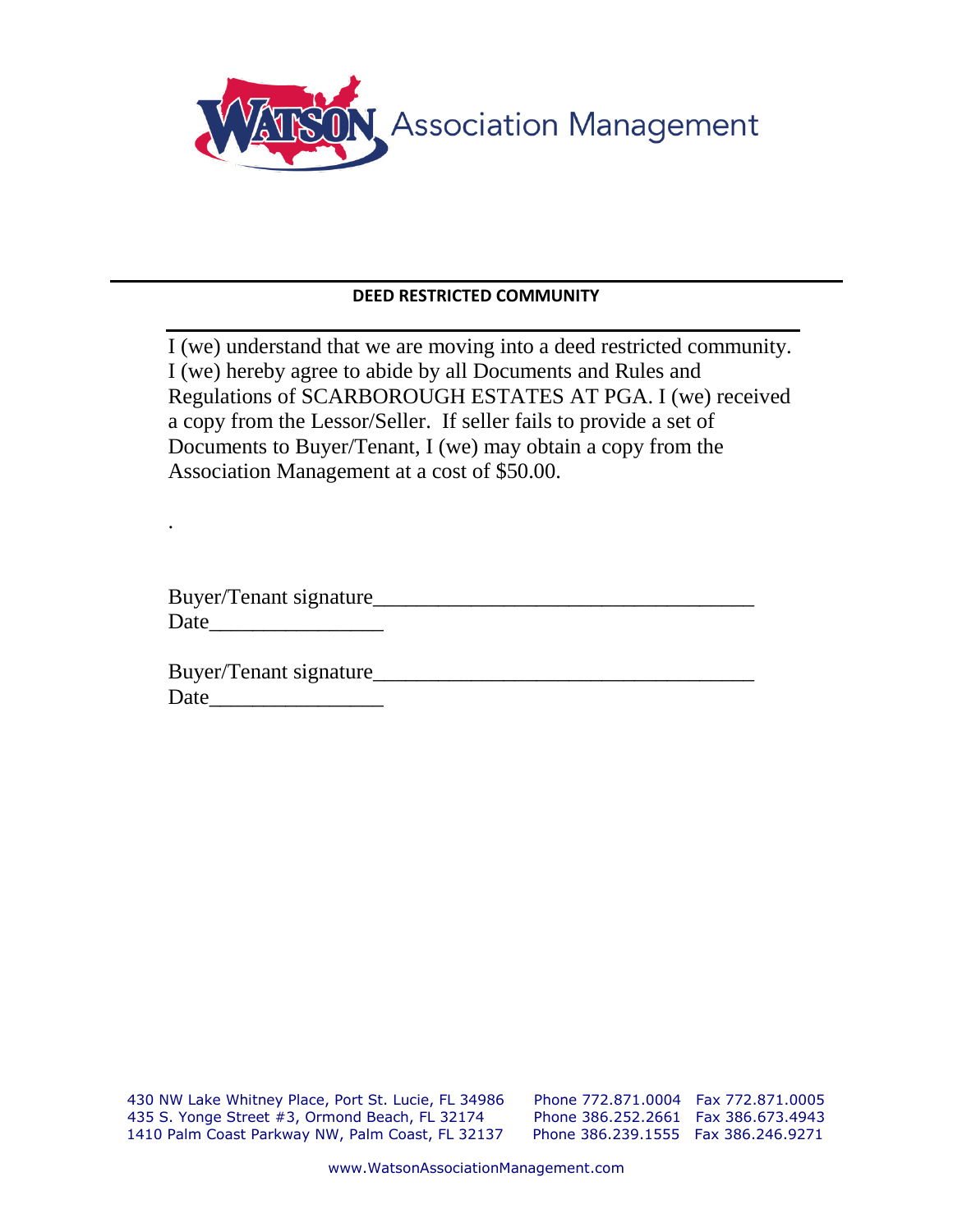WATSON Association Management

## DEED RESTRICTED COMMUNITY

I (we) understand that we are moving into a deed restricted community. I (we) hereby agree to abide by all Documents and Rules and Regulations of SCARBOROUGH ESTATES AT PGA. I (we) received a copy from the Lessor/Seller. If seller fails to provide a set of Documents to Buyer/Tenant, I (we) may obtain a copy from the Association Management at a cost of $50.00.

.

Buyer/Tenant signature___________________________________
Date________________

Buyer/Tenant signature___________________________________
Date________________

430 NW Lake Whitney Place, Port St. Lucie, FL 34986 Phone 772.871.0004 Fax 772.871.0005
435 S. Yonge Street #3, Ormond Beach, FL 32174 Phone 386.252.2661 Fax 386.673.4943
1410 Palm Coast Parkway NW, Palm Coast, FL 32137 Phone 386.239.1555 Fax 386.246.9271

www.WatsonAssociationManagement.com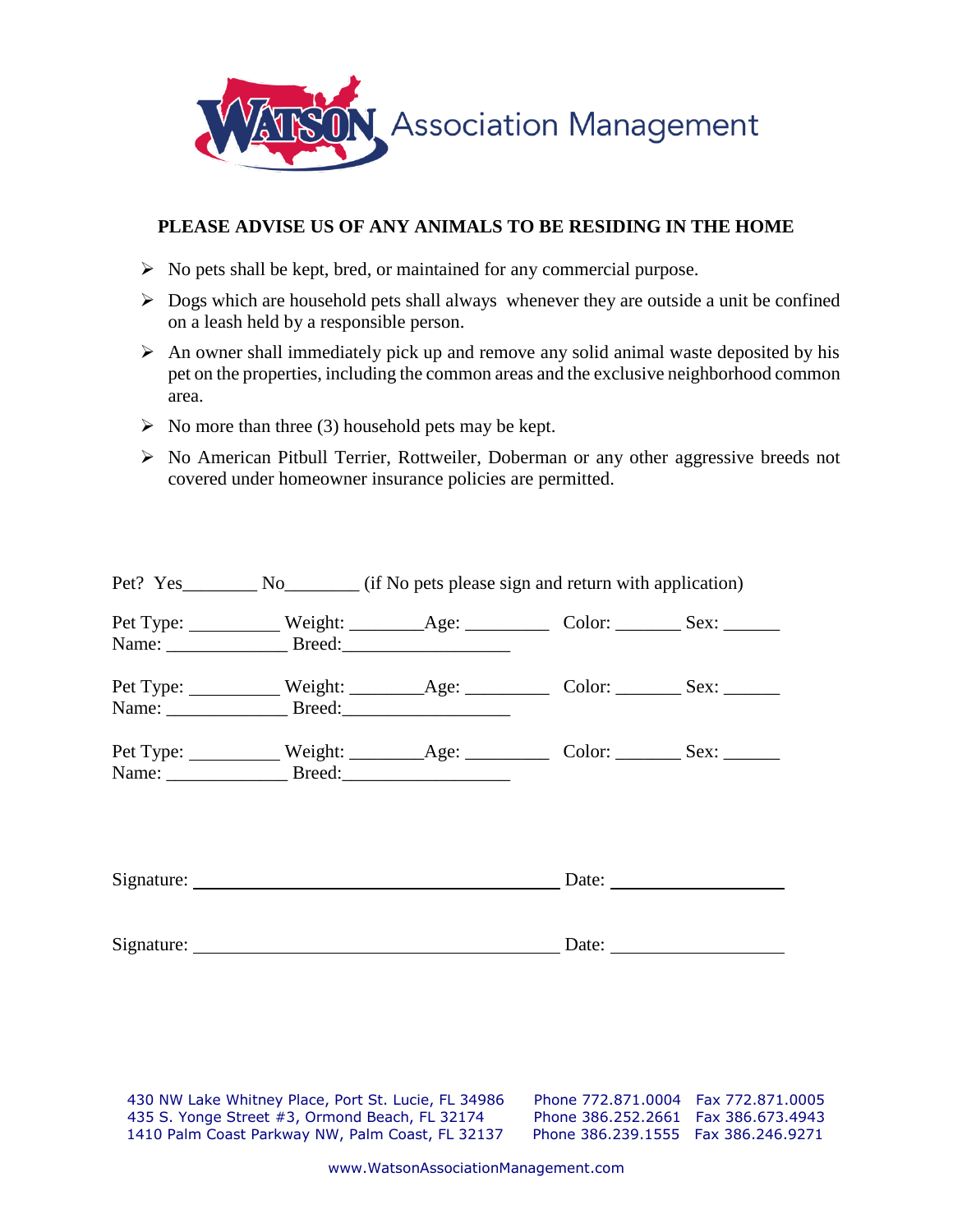Watson Association Management

**PLEASE ADVISE US OF ANY ANIMALS TO BE RESIDING IN THE HOME**

- No pets shall be kept, bred, or maintained for any commercial purpose.
- Dogs which are household pets shall always whenever they are outside a unit be confined on a leash held by a responsible person.
- An owner shall immediately pick up and remove any solid animal waste deposited by his pet on the properties, including the common areas and the exclusive neighborhood common area.
- No more than three (3) household pets may be kept.
- No American Pitbull Terrier, Rottweiler, Doberman or any other aggressive breeds not covered under homeowner insurance policies are permitted.

Pet? Yes________ No________ (if No pets please sign and return with application)

Pet Type: __________ Weight: ________Age: _________ Color: _______ Sex: ______
Name: _____________ Breed:__________________

Pet Type: __________ Weight: ________Age: _________ Color: _______ Sex: ______
Name: _____________ Breed:__________________

Pet Type: __________ Weight: ________Age: _________ Color: _______ Sex: ______
Name: _____________ Breed:__________________

Signature: ________________________________________ Date: ___________________

Signature: ________________________________________ Date: ___________________

430 NW Lake Whitney Place, Port St. Lucie, FL 34986 Phone 772.871.0004 Fax 772.871.0005
435 S. Yonge Street #3, Ormond Beach, FL 32174 Phone 386.252.2661 Fax 386.673.4943
1410 Palm Coast Parkway NW, Palm Coast, FL 32137 Phone 386.239.1555 Fax 386.246.9271

www.WatsonAssociationManagement.com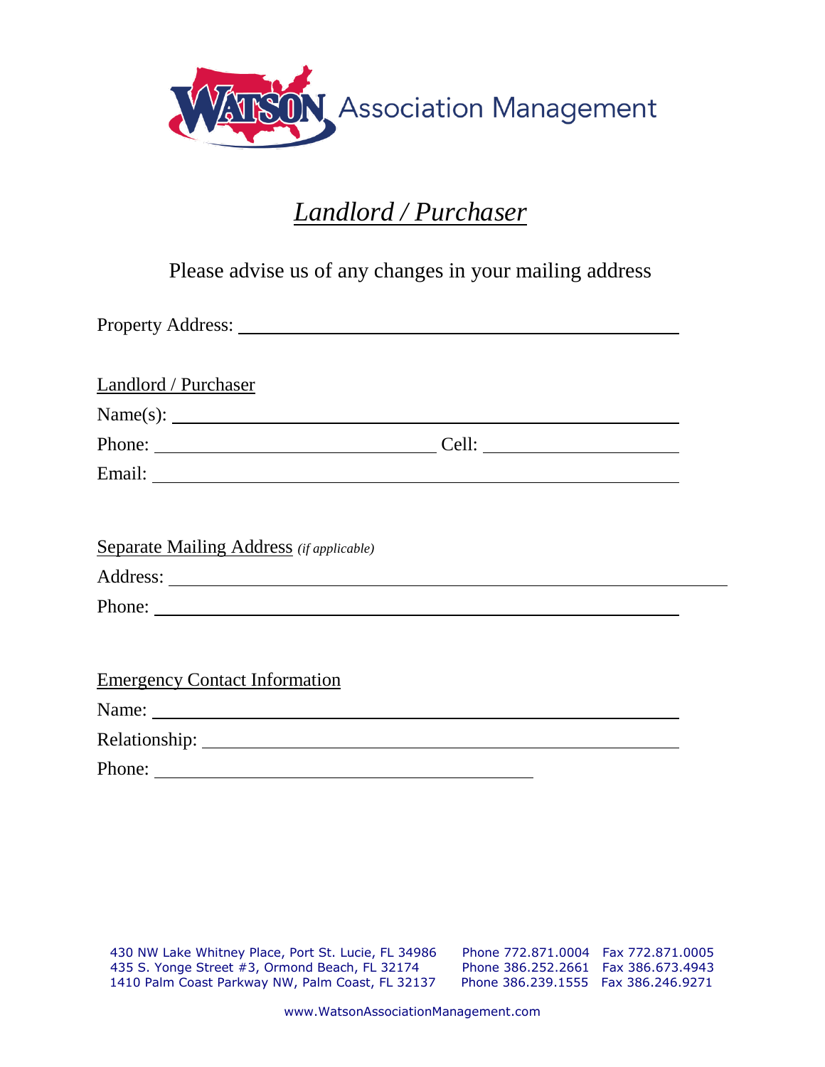**WATSON** Association Management

# *Landlord / Purchaser*

Please advise us of any changes in your mailing address

Property Address: ______________________________________________

Landlord / Purchaser

Name(s): ______________________________________________

Phone: ______________________________ Cell: ____________________

Email: ______________________________________________

Separate Mailing Address *(if applicable)*

Address: ______________________________________________

Phone: ______________________________________________

Emergency Contact Information

Name: ______________________________________________

Relationship: ______________________________________________

Phone: ________________________________________

430 NW Lake Whitney Place, Port St. Lucie, FL 34986 Phone 772.871.0004 Fax 772.871.0005
435 S. Yonge Street #3, Ormond Beach, FL 32174 Phone 386.252.2661 Fax 386.673.4943
1410 Palm Coast Parkway NW, Palm Coast, FL 32137 Phone 386.239.1555 Fax 386.246.9271

www.WatsonAssociationManagement.com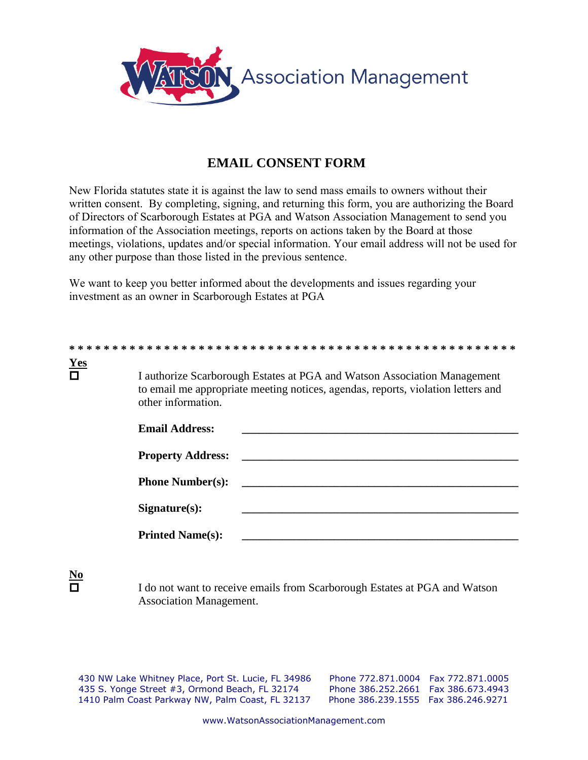WATSON Association Management

# EMAIL CONSENT FORM

New Florida statutes state it is against the law to send mass emails to owners without their written consent. By completing, signing, and returning this form, you are authorizing the Board of Directors of Scarborough Estates at PGA and Watson Association Management to send you information of the Association meetings, reports on actions taken by the Board at those meetings, violations, updates and/or special information. Your email address will not be used for any other purpose than those listed in the previous sentence.

We want to keep you better informed about the developments and issues regarding your investment as an owner in Scarborough Estates at PGA

* * * * * * * * * * * * * * * * * * * * * * * * * * * * * * * * * * * * * * * * * * * * * * * * * * *

**Yes**

☐ I authorize Scarborough Estates at PGA and Watson Association Management to email me appropriate meeting notices, agendas, reports, violation letters and other information.

**Email Address:** ___________________________________________

**Property Address:** ___________________________________________

**Phone Number(s):** ___________________________________________

**Signature(s):** ___________________________________________

**Printed Name(s):** ___________________________________________

**No**

☐ I do not want to receive emails from Scarborough Estates at PGA and Watson Association Management.

430 NW Lake Whitney Place, Port St. Lucie, FL 34986 Phone 772.871.0004 Fax 772.871.0005
435 S. Yonge Street #3, Ormond Beach, FL 32174 Phone 386.252.2661 Fax 386.673.4943
1410 Palm Coast Parkway NW, Palm Coast, FL 32137 Phone 386.239.1555 Fax 386.246.9271

www.WatsonAssociationManagement.com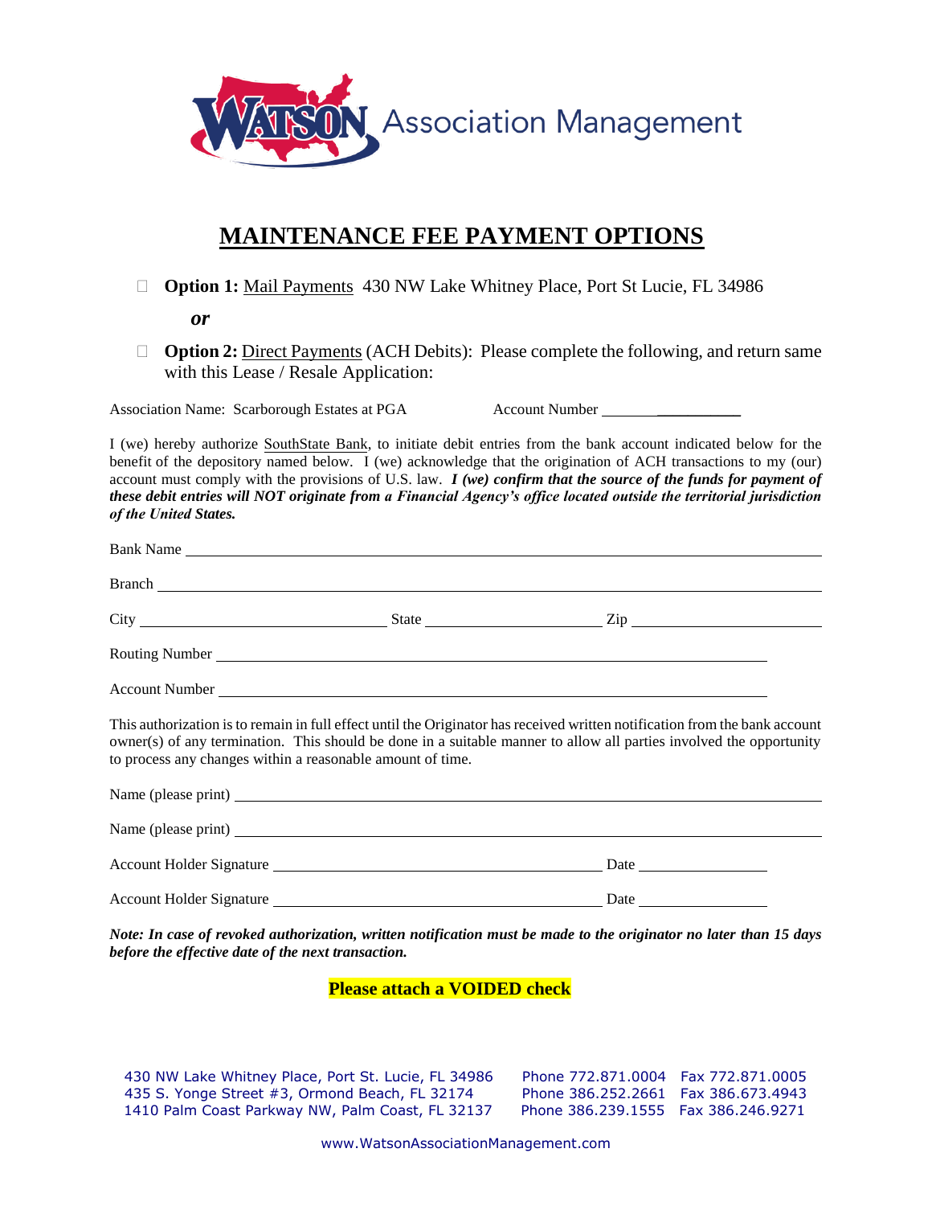Watson Association Management

# MAINTENANCE FEE PAYMENT OPTIONS

- ☐ **Option 1:** Mail Payments 430 NW Lake Whitney Place, Port St Lucie, FL 34986

  ***or***

- ☐ **Option 2:** Direct Payments (ACH Debits): Please complete the following, and return same with this Lease / Resale Application:

Association Name: Scarborough Estates at PGA Account Number ____________________

I (we) hereby authorize SouthState Bank, to initiate debit entries from the bank account indicated below for the benefit of the depository named below. I (we) acknowledge that the origination of ACH transactions to my (our) account must comply with the provisions of U.S. law. ***I (we) confirm that the source of the funds for payment of these debit entries will NOT originate from a Financial Agency's office located outside the territorial jurisdiction of the United States.***

Bank Name ________________________________________________

Branch ________________________________________________

City ____________________ State ____________________ Zip ____________________

Routing Number ________________________________________________

Account Number ________________________________________________

This authorization is to remain in full effect until the Originator has received written notification from the bank account owner(s) of any termination. This should be done in a suitable manner to allow all parties involved the opportunity to process any changes within a reasonable amount of time.

Name (please print) ________________________________________________

Name (please print) ________________________________________________

Account Holder Signature ______________________________ Date ______________

Account Holder Signature ______________________________ Date ______________

***Note: In case of revoked authorization, written notification must be made to the originator no later than 15 days before the effective date of the next transaction.***

**Please attach a VOIDED check**

430 NW Lake Whitney Place, Port St. Lucie, FL 34986 Phone 772.871.0004 Fax 772.871.0005
435 S. Yonge Street #3, Ormond Beach, FL 32174 Phone 386.252.2661 Fax 386.673.4943
1410 Palm Coast Parkway NW, Palm Coast, FL 32137 Phone 386.239.1555 Fax 386.246.9271

www.WatsonAssociationManagement.com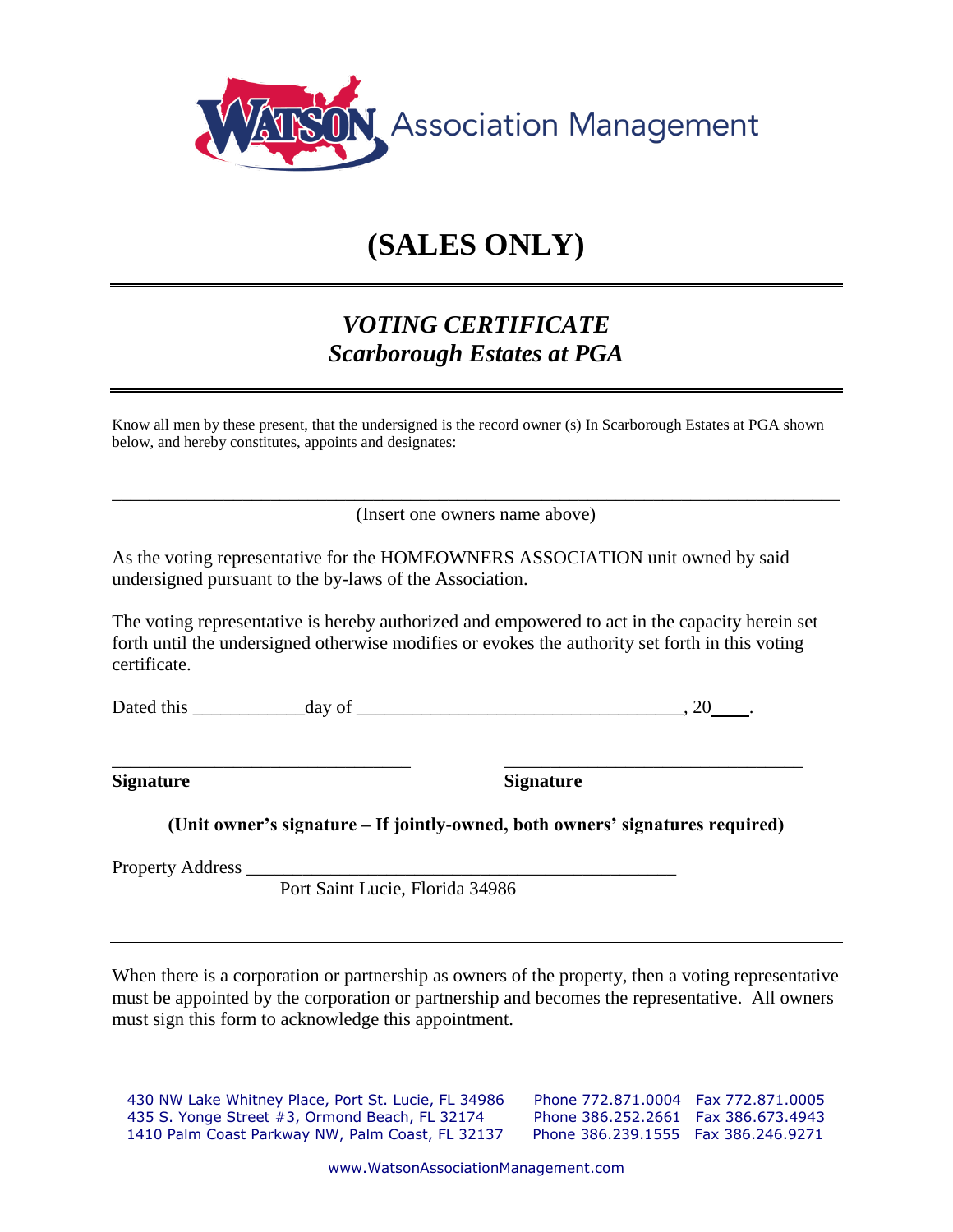WATSON Association Management

# (SALES ONLY)

---

## *VOTING CERTIFICATE*
## *Scarborough Estates at PGA*

---

Know all men by these present, that the undersigned is the record owner (s) In Scarborough Estates at PGA shown below, and hereby constitutes, appoints and designates:

_______________________________________________________________________________
(Insert one owners name above)

As the voting representative for the HOMEOWNERS ASSOCIATION unit owned by said undersigned pursuant to the by-laws of the Association.

The voting representative is hereby authorized and empowered to act in the capacity herein set forth until the undersigned otherwise modifies or evokes the authority set forth in this voting certificate.

Dated this ____________day of ___________________________________, 20____.

________________________________ ________________________________
**Signature** **Signature**

**(Unit owner's signature – If jointly-owned, both owners' signatures required)**

Property Address _______________________________________________
Port Saint Lucie, Florida 34986

---

When there is a corporation or partnership as owners of the property, then a voting representative must be appointed by the corporation or partnership and becomes the representative. All owners must sign this form to acknowledge this appointment.

430 NW Lake Whitney Place, Port St. Lucie, FL 34986 Phone 772.871.0004 Fax 772.871.0005
435 S. Yonge Street #3, Ormond Beach, FL 32174 Phone 386.252.2661 Fax 386.673.4943
1410 Palm Coast Parkway NW, Palm Coast, FL 32137 Phone 386.239.1555 Fax 386.246.9271

www.WatsonAssociationManagement.com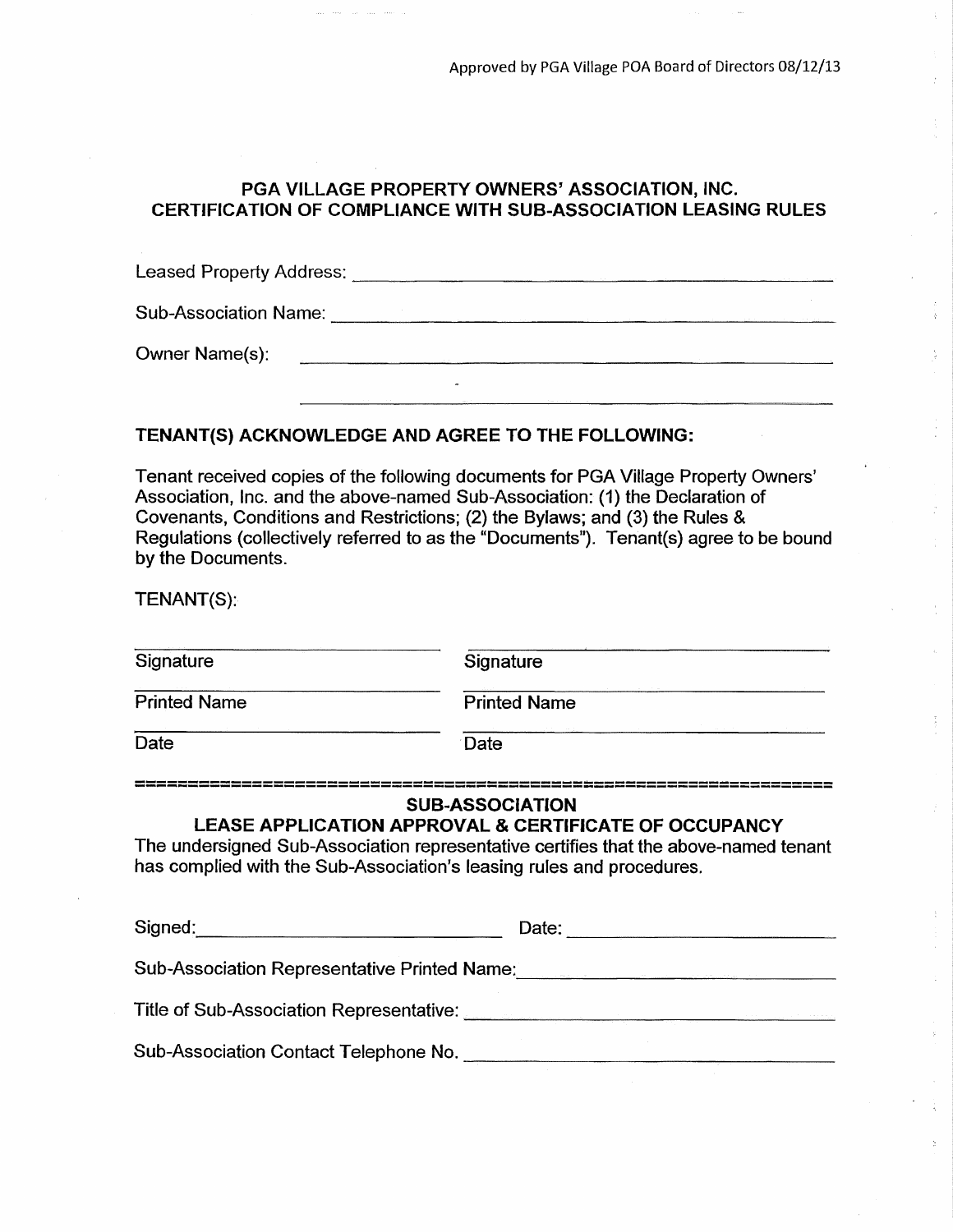Approved by PGA Village POA Board of Directors 08/12/13

## PGA VILLAGE PROPERTY OWNERS' ASSOCIATION, INC.
## CERTIFICATION OF COMPLIANCE WITH SUB-ASSOCIATION LEASING RULES

Leased Property Address: ______________________________________________

Sub-Association Name: ______________________________________________

Owner Name(s): ______________________________________________

______________________________________________

**TENANT(S) ACKNOWLEDGE AND AGREE TO THE FOLLOWING:**

Tenant received copies of the following documents for PGA Village Property Owners' Association, Inc. and the above-named Sub-Association: (1) the Declaration of Covenants, Conditions and Restrictions; (2) the Bylaws; and (3) the Rules & Regulations (collectively referred to as the "Documents"). Tenant(s) agree to be bound by the Documents.

TENANT(S):

| | |
|---|---|
| ______________________ | ______________________ |
| Signature | Signature |
| ______________________ | ______________________ |
| Printed Name | Printed Name |
| ______________________ | ______________________ |
| Date | Date |

===============================================================

**SUB-ASSOCIATION**
**LEASE APPLICATION APPROVAL & CERTIFICATE OF OCCUPANCY**

The undersigned Sub-Association representative certifies that the above-named tenant has complied with the Sub-Association's leasing rules and procedures.

Signed: ______________________________ Date: ______________________

Sub-Association Representative Printed Name: ______________________________

Title of Sub-Association Representative: ______________________________

Sub-Association Contact Telephone No. ______________________________